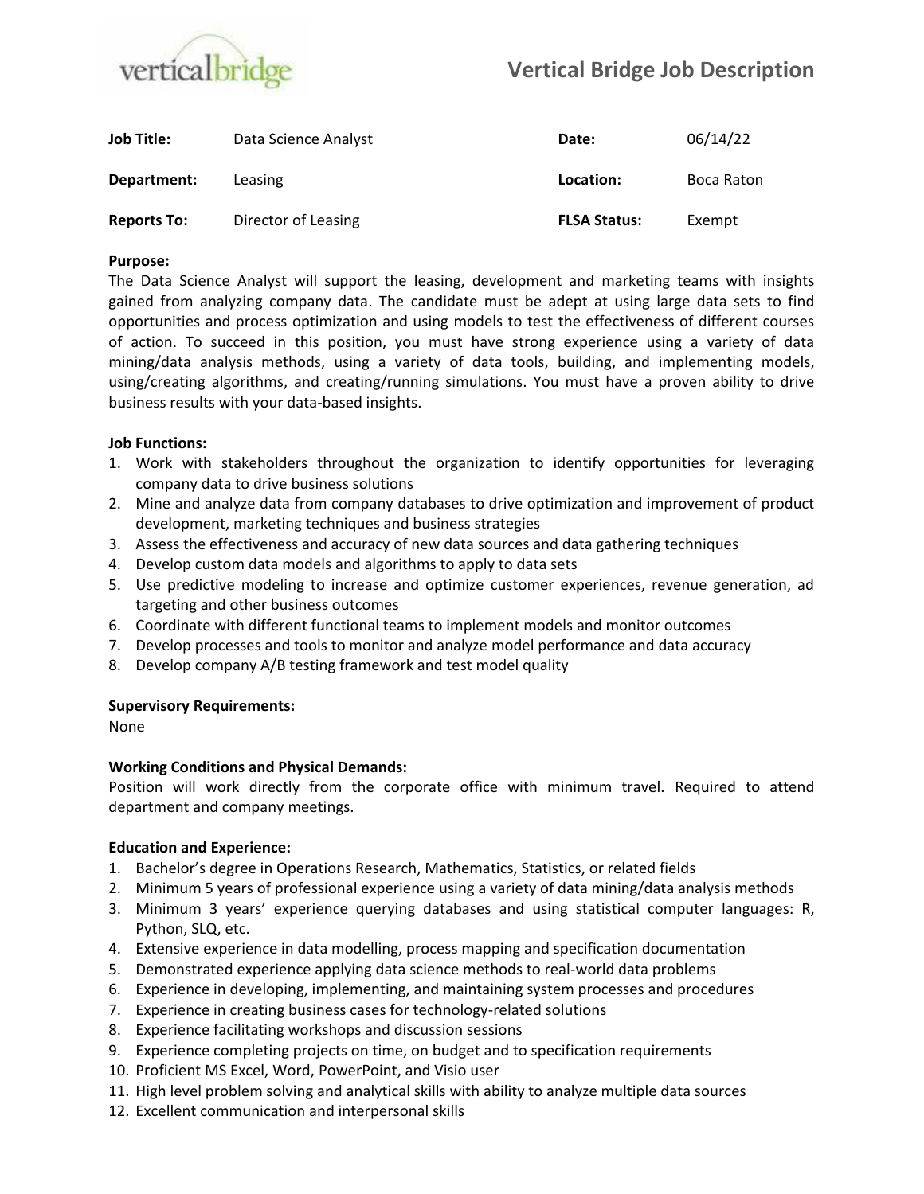# Vertical Bridge Job Description

| | | | |
|---|---|---|---|
| **Job Title:** | Data Science Analyst | **Date:** | 06/14/22 |
| **Department:** | Leasing | **Location:** | Boca Raton |
| **Reports To:** | Director of Leasing | **FLSA Status:** | Exempt |

**Purpose:**

The Data Science Analyst will support the leasing, development and marketing teams with insights gained from analyzing company data. The candidate must be adept at using large data sets to find opportunities and process optimization and using models to test the effectiveness of different courses of action. To succeed in this position, you must have strong experience using a variety of data mining/data analysis methods, using a variety of data tools, building, and implementing models, using/creating algorithms, and creating/running simulations. You must have a proven ability to drive business results with your data-based insights.

**Job Functions:**

1. Work with stakeholders throughout the organization to identify opportunities for leveraging company data to drive business solutions
2. Mine and analyze data from company databases to drive optimization and improvement of product development, marketing techniques and business strategies
3. Assess the effectiveness and accuracy of new data sources and data gathering techniques
4. Develop custom data models and algorithms to apply to data sets
5. Use predictive modeling to increase and optimize customer experiences, revenue generation, ad targeting and other business outcomes
6. Coordinate with different functional teams to implement models and monitor outcomes
7. Develop processes and tools to monitor and analyze model performance and data accuracy
8. Develop company A/B testing framework and test model quality

**Supervisory Requirements:**

None

**Working Conditions and Physical Demands:**

Position will work directly from the corporate office with minimum travel. Required to attend department and company meetings.

**Education and Experience:**

1. Bachelor's degree in Operations Research, Mathematics, Statistics, or related fields
2. Minimum 5 years of professional experience using a variety of data mining/data analysis methods
3. Minimum 3 years' experience querying databases and using statistical computer languages: R, Python, SLQ, etc.
4. Extensive experience in data modelling, process mapping and specification documentation
5. Demonstrated experience applying data science methods to real-world data problems
6. Experience in developing, implementing, and maintaining system processes and procedures
7. Experience in creating business cases for technology-related solutions
8. Experience facilitating workshops and discussion sessions
9. Experience completing projects on time, on budget and to specification requirements
10. Proficient MS Excel, Word, PowerPoint, and Visio user
11. High level problem solving and analytical skills with ability to analyze multiple data sources
12. Excellent communication and interpersonal skills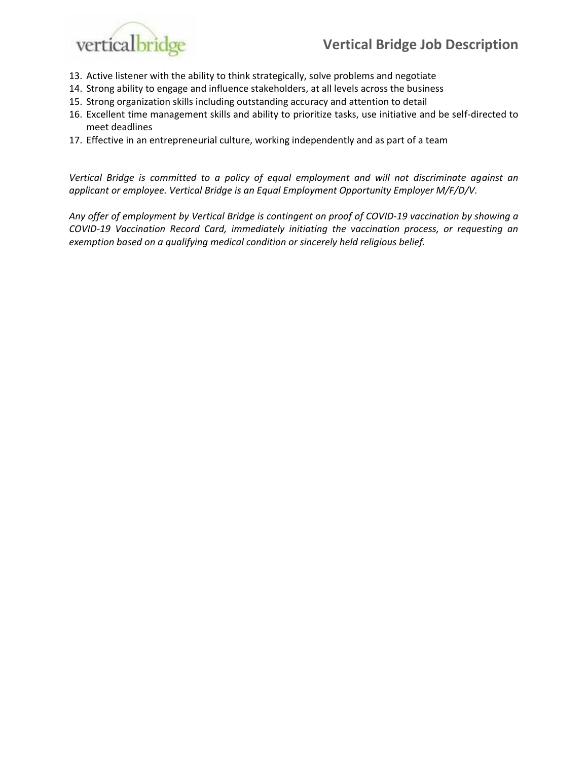13. Active listener with the ability to think strategically, solve problems and negotiate
14. Strong ability to engage and influence stakeholders, at all levels across the business
15. Strong organization skills including outstanding accuracy and attention to detail
16. Excellent time management skills and ability to prioritize tasks, use initiative and be self-directed to meet deadlines
17. Effective in an entrepreneurial culture, working independently and as part of a team

*Vertical Bridge is committed to a policy of equal employment and will not discriminate against an applicant or employee. Vertical Bridge is an Equal Employment Opportunity Employer M/F/D/V.*

*Any offer of employment by Vertical Bridge is contingent on proof of COVID-19 vaccination by showing a COVID-19 Vaccination Record Card, immediately initiating the vaccination process, or requesting an exemption based on a qualifying medical condition or sincerely held religious belief.*